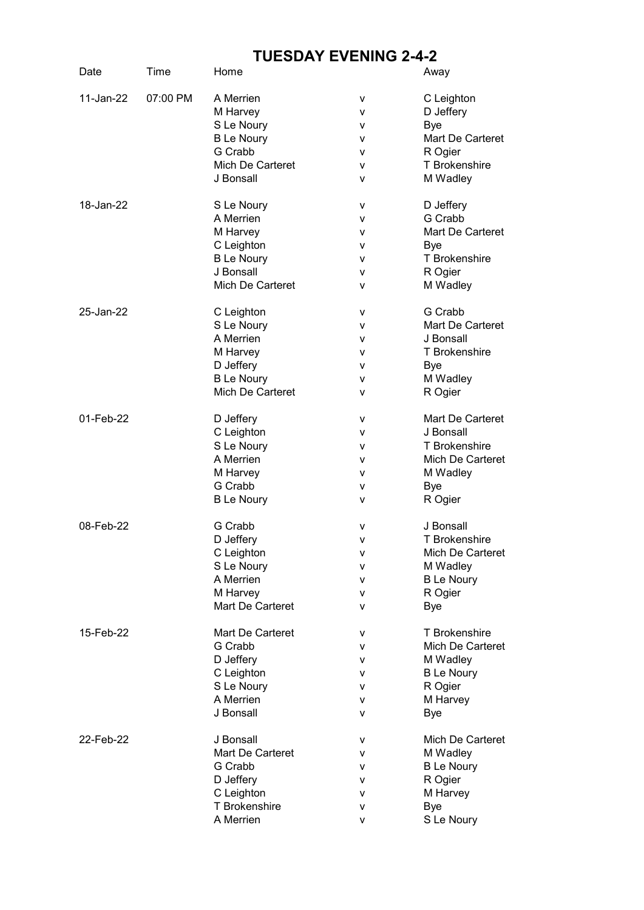# TUESDAY EVENING 2-4-2

| Date | Time | Home | | Away |
|---|---|---|---|---|
| 11-Jan-22 | 07:00 PM | A Merrien | v | C Leighton |
| | | M Harvey | v | D Jeffery |
| | | S Le Noury | v | Bye |
| | | B Le Noury | v | Mart De Carteret |
| | | G Crabb | v | R Ogier |
| | | Mich De Carteret | v | T Brokenshire |
| | | J Bonsall | v | M Wadley |
| 18-Jan-22 | | S Le Noury | v | D Jeffery |
| | | A Merrien | v | G Crabb |
| | | M Harvey | v | Mart De Carteret |
| | | C Leighton | v | Bye |
| | | B Le Noury | v | T Brokenshire |
| | | J Bonsall | v | R Ogier |
| | | Mich De Carteret | v | M Wadley |
| 25-Jan-22 | | C Leighton | v | G Crabb |
| | | S Le Noury | v | Mart De Carteret |
| | | A Merrien | v | J Bonsall |
| | | M Harvey | v | T Brokenshire |
| | | D Jeffery | v | Bye |
| | | B Le Noury | v | M Wadley |
| | | Mich De Carteret | v | R Ogier |
| 01-Feb-22 | | D Jeffery | v | Mart De Carteret |
| | | C Leighton | v | J Bonsall |
| | | S Le Noury | v | T Brokenshire |
| | | A Merrien | v | Mich De Carteret |
| | | M Harvey | v | M Wadley |
| | | G Crabb | v | Bye |
| | | B Le Noury | v | R Ogier |
| 08-Feb-22 | | G Crabb | v | J Bonsall |
| | | D Jeffery | v | T Brokenshire |
| | | C Leighton | v | Mich De Carteret |
| | | S Le Noury | v | M Wadley |
| | | A Merrien | v | B Le Noury |
| | | M Harvey | v | R Ogier |
| | | Mart De Carteret | v | Bye |
| 15-Feb-22 | | Mart De Carteret | v | T Brokenshire |
| | | G Crabb | v | Mich De Carteret |
| | | D Jeffery | v | M Wadley |
| | | C Leighton | v | B Le Noury |
| | | S Le Noury | v | R Ogier |
| | | A Merrien | v | M Harvey |
| | | J Bonsall | v | Bye |
| 22-Feb-22 | | J Bonsall | v | Mich De Carteret |
| | | Mart De Carteret | v | M Wadley |
| | | G Crabb | v | B Le Noury |
| | | D Jeffery | v | R Ogier |
| | | C Leighton | v | M Harvey |
| | | T Brokenshire | v | Bye |
| | | A Merrien | v | S Le Noury |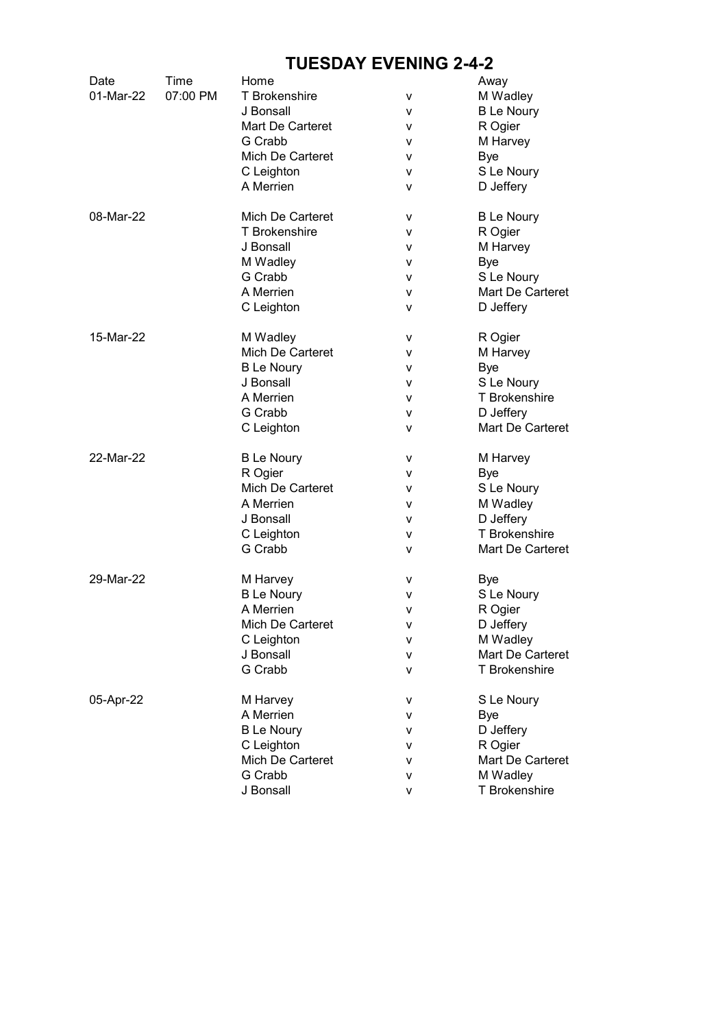# TUESDAY EVENING 2-4-2

| Date | Time | Home | | Away |
|---|---|---|---|---|
| 01-Mar-22 | 07:00 PM | T Brokenshire | v | M Wadley |
| | | J Bonsall | v | B Le Noury |
| | | Mart De Carteret | v | R Ogier |
| | | G Crabb | v | M Harvey |
| | | Mich De Carteret | v | Bye |
| | | C Leighton | v | S Le Noury |
| | | A Merrien | v | D Jeffery |
| 08-Mar-22 | | Mich De Carteret | v | B Le Noury |
| | | T Brokenshire | v | R Ogier |
| | | J Bonsall | v | M Harvey |
| | | M Wadley | v | Bye |
| | | G Crabb | v | S Le Noury |
| | | A Merrien | v | Mart De Carteret |
| | | C Leighton | v | D Jeffery |
| 15-Mar-22 | | M Wadley | v | R Ogier |
| | | Mich De Carteret | v | M Harvey |
| | | B Le Noury | v | Bye |
| | | J Bonsall | v | S Le Noury |
| | | A Merrien | v | T Brokenshire |
| | | G Crabb | v | D Jeffery |
| | | C Leighton | v | Mart De Carteret |
| 22-Mar-22 | | B Le Noury | v | M Harvey |
| | | R Ogier | v | Bye |
| | | Mich De Carteret | v | S Le Noury |
| | | A Merrien | v | M Wadley |
| | | J Bonsall | v | D Jeffery |
| | | C Leighton | v | T Brokenshire |
| | | G Crabb | v | Mart De Carteret |
| 29-Mar-22 | | M Harvey | v | Bye |
| | | B Le Noury | v | S Le Noury |
| | | A Merrien | v | R Ogier |
| | | Mich De Carteret | v | D Jeffery |
| | | C Leighton | v | M Wadley |
| | | J Bonsall | v | Mart De Carteret |
| | | G Crabb | v | T Brokenshire |
| 05-Apr-22 | | M Harvey | v | S Le Noury |
| | | A Merrien | v | Bye |
| | | B Le Noury | v | D Jeffery |
| | | C Leighton | v | R Ogier |
| | | Mich De Carteret | v | Mart De Carteret |
| | | G Crabb | v | M Wadley |
| | | J Bonsall | v | T Brokenshire |